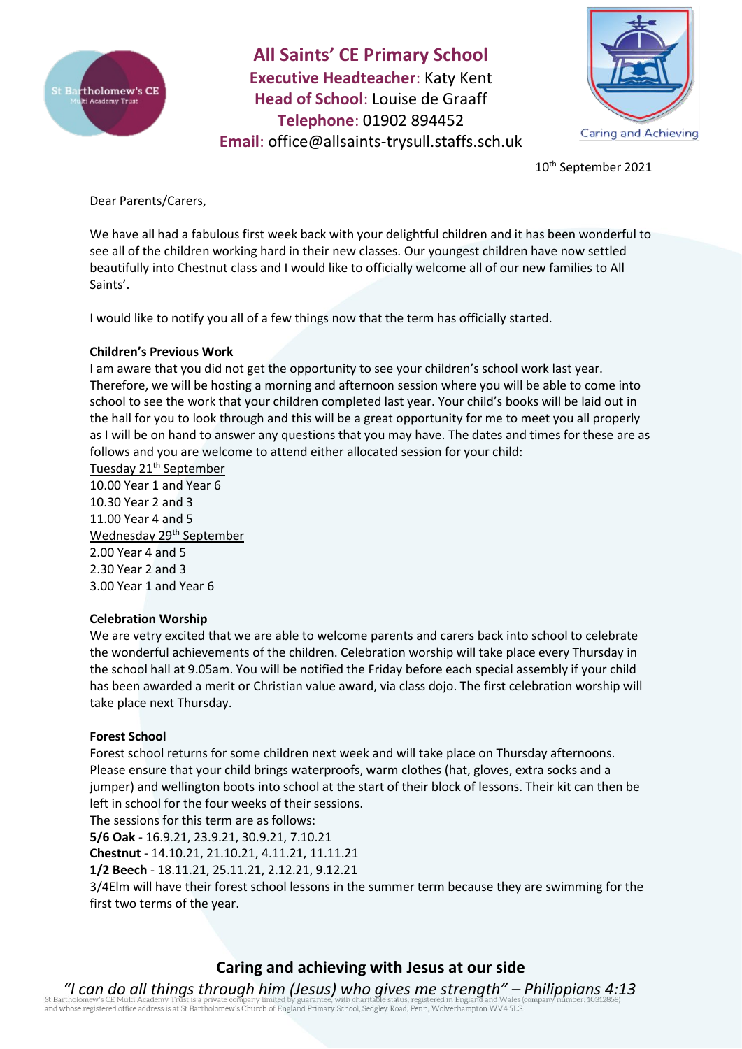# All Saints' CE Primary School

**Executive Headteacher**: Katy Kent
**Head of School**: Louise de Graaff
**Telephone**: 01902 894452
**Email**: office@allsaints-trysull.staffs.sch.uk

Caring and Achieving

10th September 2021

Dear Parents/Carers,

We have all had a fabulous first week back with your delightful children and it has been wonderful to see all of the children working hard in their new classes. Our youngest children have now settled beautifully into Chestnut class and I would like to officially welcome all of our new families to All Saints'.

I would like to notify you all of a few things now that the term has officially started.

**Children's Previous Work**

I am aware that you did not get the opportunity to see your children's school work last year. Therefore, we will be hosting a morning and afternoon session where you will be able to come into school to see the work that your children completed last year. Your child's books will be laid out in the hall for you to look through and this will be a great opportunity for me to meet you all properly as I will be on hand to answer any questions that you may have. The dates and times for these are as follows and you are welcome to attend either allocated session for your child:

<u>Tuesday 21st September</u>
10.00 Year 1 and Year 6
10.30 Year 2 and 3
11.00 Year 4 and 5
<u>Wednesday 29th September</u>
2.00 Year 4 and 5
2.30 Year 2 and 3
3.00 Year 1 and Year 6

**Celebration Worship**

We are vetry excited that we are able to welcome parents and carers back into school to celebrate the wonderful achievements of the children. Celebration worship will take place every Thursday in the school hall at 9.05am. You will be notified the Friday before each special assembly if your child has been awarded a merit or Christian value award, via class dojo. The first celebration worship will take place next Thursday.

**Forest School**

Forest school returns for some children next week and will take place on Thursday afternoons. Please ensure that your child brings waterproofs, warm clothes (hat, gloves, extra socks and a jumper) and wellington boots into school at the start of their block of lessons. Their kit can then be left in school for the four weeks of their sessions.
The sessions for this term are as follows:
**5/6 Oak** - 16.9.21, 23.9.21, 30.9.21, 7.10.21
**Chestnut** - 14.10.21, 21.10.21, 4.11.21, 11.11.21
**1/2 Beech** - 18.11.21, 25.11.21, 2.12.21, 9.12.21
3/4Elm will have their forest school lessons in the summer term because they are swimming for the first two terms of the year.

**Caring and achieving with Jesus at our side**

*"I can do all things through him (Jesus) who gives me strength" – Philippians 4:13*

St Bartholomew's CE Multi Academy Trust is a private company limited by guarantee, with charitable status, registered in England and Wales (company number: 10312858) and whose registered office address is at St Bartholomew's Church of England Primary School, Sedgley Road, Penn, Wolverhampton WV4 5LG.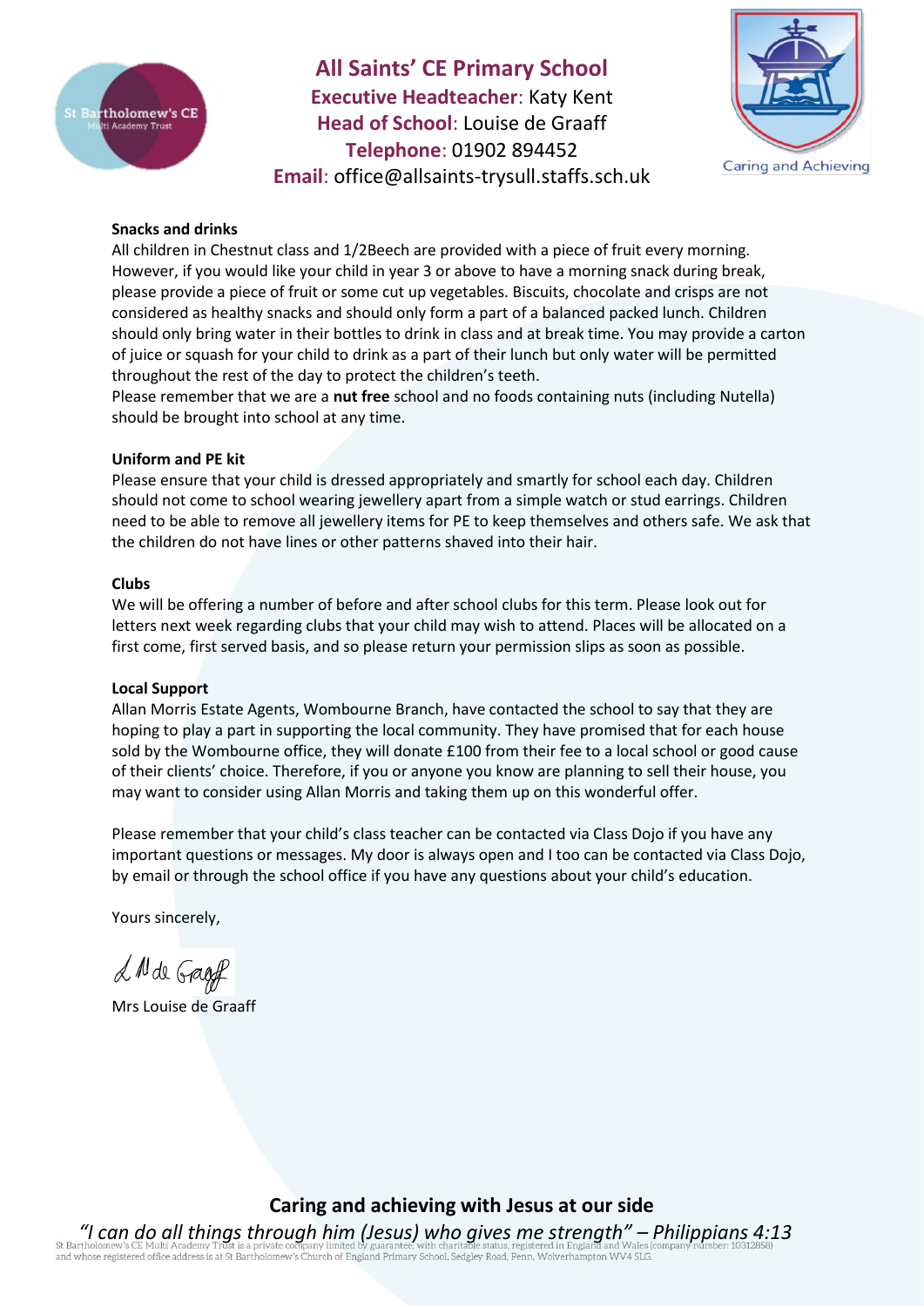# All Saints' CE Primary School

**Executive Headteacher**: Katy Kent
**Head of School**: Louise de Graaff
**Telephone**: 01902 894452
**Email**: office@allsaints-trysull.staffs.sch.uk

Caring and Achieving

**Snacks and drinks**

All children in Chestnut class and 1/2Beech are provided with a piece of fruit every morning. However, if you would like your child in year 3 or above to have a morning snack during break, please provide a piece of fruit or some cut up vegetables. Biscuits, chocolate and crisps are not considered as healthy snacks and should only form a part of a balanced packed lunch. Children should only bring water in their bottles to drink in class and at break time. You may provide a carton of juice or squash for your child to drink as a part of their lunch but only water will be permitted throughout the rest of the day to protect the children's teeth.

Please remember that we are a **nut free** school and no foods containing nuts (including Nutella) should be brought into school at any time.

**Uniform and PE kit**

Please ensure that your child is dressed appropriately and smartly for school each day. Children should not come to school wearing jewellery apart from a simple watch or stud earrings. Children need to be able to remove all jewellery items for PE to keep themselves and others safe. We ask that the children do not have lines or other patterns shaved into their hair.

**Clubs**

We will be offering a number of before and after school clubs for this term. Please look out for letters next week regarding clubs that your child may wish to attend. Places will be allocated on a first come, first served basis, and so please return your permission slips as soon as possible.

**Local Support**

Allan Morris Estate Agents, Wombourne Branch, have contacted the school to say that they are hoping to play a part in supporting the local community. They have promised that for each house sold by the Wombourne office, they will donate £100 from their fee to a local school or good cause of their clients' choice. Therefore, if you or anyone you know are planning to sell their house, you may want to consider using Allan Morris and taking them up on this wonderful offer.

Please remember that your child's class teacher can be contacted via Class Dojo if you have any important questions or messages. My door is always open and I too can be contacted via Class Dojo, by email or through the school office if you have any questions about your child's education.

Yours sincerely,

L M de Graaff

Mrs Louise de Graaff

**Caring and achieving with Jesus at our side**

*"I can do all things through him (Jesus) who gives me strength" – Philippians 4:13*

St Bartholomew's CE Multi Academy Trust is a private company limited by guarantee, with charitable status, registered in England and Wales (company number: 10312858) and whose registered office address is at St Bartholomew's Church of England Primary School, Sedgley Road, Penn, Wolverhampton WV4 5LG.